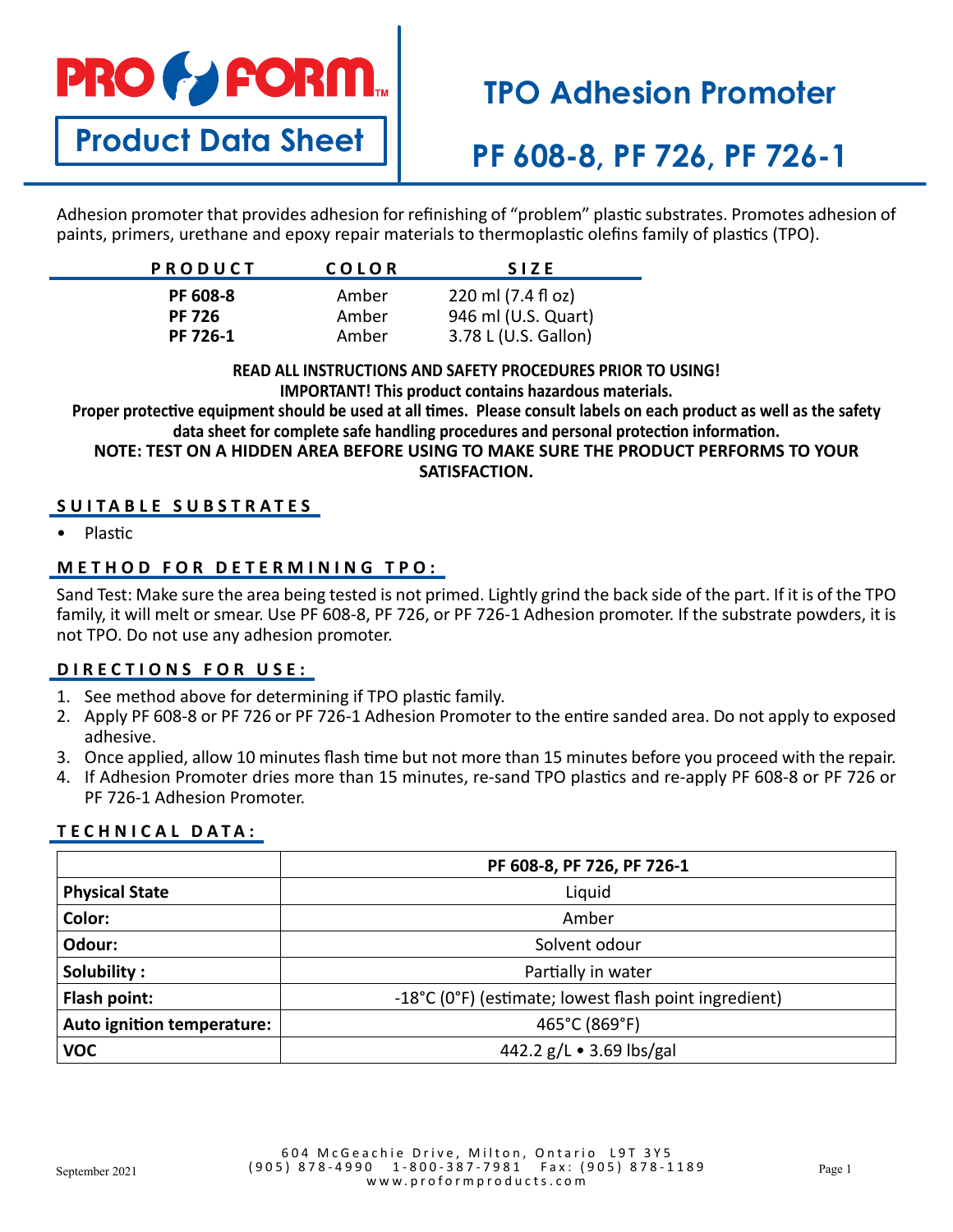# PRO FORM

**Product Data Sheet**

# TPO Adhesion Promoter

# PF 608-8, PF 726, PF 726-1

Adhesion promoter that provides adhesion for refinishing of "problem" plastic substrates. Promotes adhesion of paints, primers, urethane and epoxy repair materials to thermoplastic olefins family of plastics (TPO).

| PRODUCT | COLOR | SIZE |
|---|---|---|
| **PF 608-8** | Amber | 220 ml (7.4 fl oz) |
| **PF 726** | Amber | 946 ml (U.S. Quart) |
| **PF 726-1** | Amber | 3.78 L (U.S. Gallon) |

**READ ALL INSTRUCTIONS AND SAFETY PROCEDURES PRIOR TO USING!**
**IMPORTANT! This product contains hazardous materials.**
**Proper protective equipment should be used at all times. Please consult labels on each product as well as the safety data sheet for complete safe handling procedures and personal protection information.**
**NOTE: TEST ON A HIDDEN AREA BEFORE USING TO MAKE SURE THE PRODUCT PERFORMS TO YOUR SATISFACTION.**

## SUITABLE SUBSTRATES

- Plastic

## METHOD FOR DETERMINING TPO:

Sand Test: Make sure the area being tested is not primed. Lightly grind the back side of the part. If it is of the TPO family, it will melt or smear. Use PF 608-8, PF 726, or PF 726-1 Adhesion promoter. If the substrate powders, it is not TPO. Do not use any adhesion promoter.

## DIRECTIONS FOR USE:

1. See method above for determining if TPO plastic family.
2. Apply PF 608-8 or PF 726 or PF 726-1 Adhesion Promoter to the entire sanded area. Do not apply to exposed adhesive.
3. Once applied, allow 10 minutes flash time but not more than 15 minutes before you proceed with the repair.
4. If Adhesion Promoter dries more than 15 minutes, re-sand TPO plastics and re-apply PF 608-8 or PF 726 or PF 726-1 Adhesion Promoter.

## TECHNICAL DATA:

| | PF 608-8, PF 726, PF 726-1 |
|---|---|
| **Physical State** | Liquid |
| **Color:** | Amber |
| **Odour:** | Solvent odour |
| **Solubility :** | Partially in water |
| **Flash point:** | -18°C (0°F) (estimate; lowest flash point ingredient) |
| **Auto ignition temperature:** | 465°C (869°F) |
| **VOC** | 442.2 g/L • 3.69 lbs/gal |

604 McGeachie Drive, Milton, Ontario L9T 3Y5
(905) 878-4990 1-800-387-7981 Fax: (905) 878-1189
www.proformproducts.com

September 2021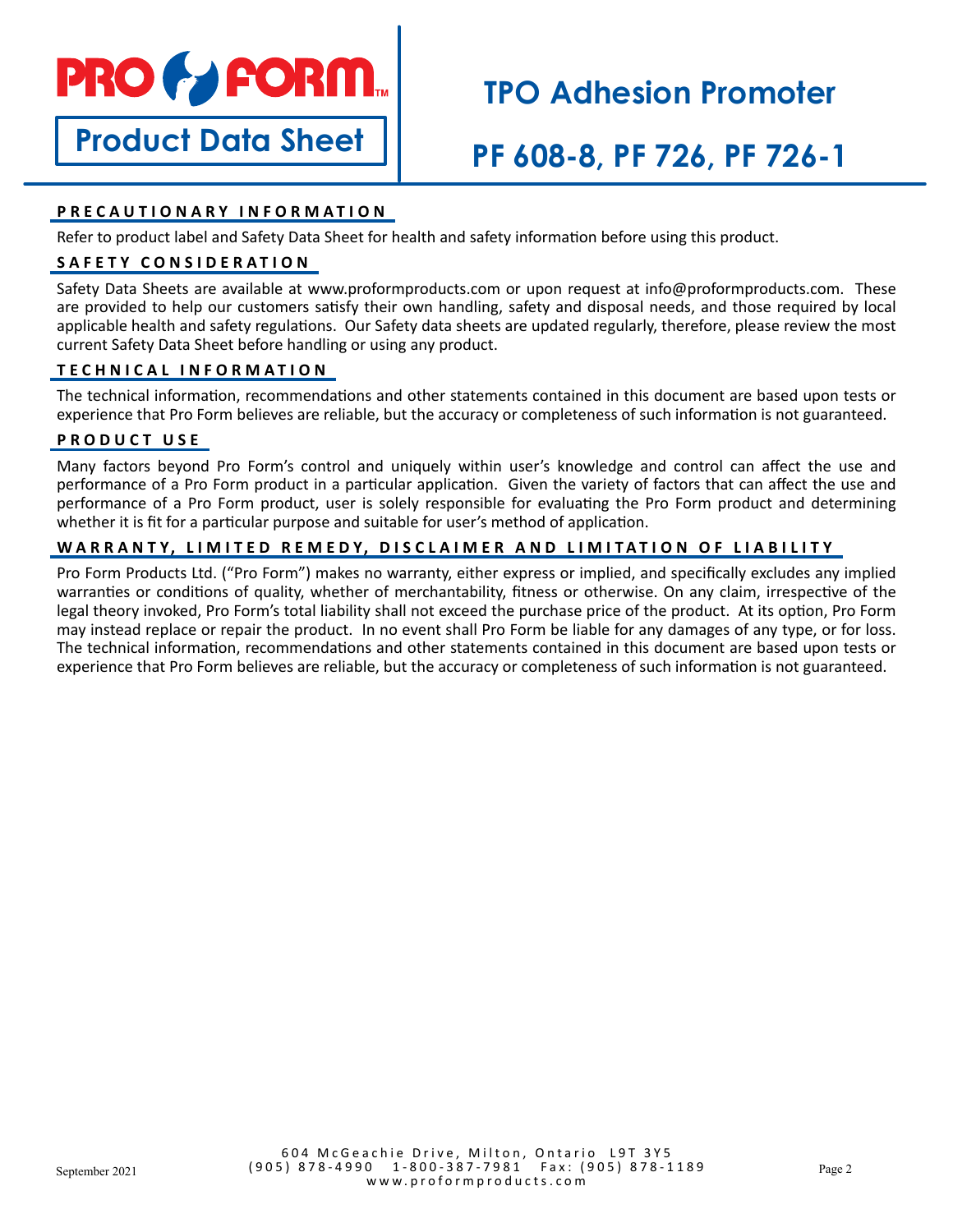# TPO Adhesion Promoter

# PF 608-8, PF 726, PF 726-1

**Product Data Sheet**

## PRECAUTIONARY INFORMATION

Refer to product label and Safety Data Sheet for health and safety information before using this product.

## SAFETY CONSIDERATION

Safety Data Sheets are available at www.proformproducts.com or upon request at info@proformproducts.com. These are provided to help our customers satisfy their own handling, safety and disposal needs, and those required by local applicable health and safety regulations. Our Safety data sheets are updated regularly, therefore, please review the most current Safety Data Sheet before handling or using any product.

## TECHNICAL INFORMATION

The technical information, recommendations and other statements contained in this document are based upon tests or experience that Pro Form believes are reliable, but the accuracy or completeness of such information is not guaranteed.

## PRODUCT USE

Many factors beyond Pro Form's control and uniquely within user's knowledge and control can affect the use and performance of a Pro Form product in a particular application. Given the variety of factors that can affect the use and performance of a Pro Form product, user is solely responsible for evaluating the Pro Form product and determining whether it is fit for a particular purpose and suitable for user's method of application.

## WARRANTY, LIMITED REMEDY, DISCLAIMER AND LIMITATION OF LIABILITY

Pro Form Products Ltd. ("Pro Form") makes no warranty, either express or implied, and specifically excludes any implied warranties or conditions of quality, whether of merchantability, fitness or otherwise. On any claim, irrespective of the legal theory invoked, Pro Form's total liability shall not exceed the purchase price of the product. At its option, Pro Form may instead replace or repair the product. In no event shall Pro Form be liable for any damages of any type, or for loss. The technical information, recommendations and other statements contained in this document are based upon tests or experience that Pro Form believes are reliable, but the accuracy or completeness of such information is not guaranteed.

September 2021

604 McGeachie Drive, Milton, Ontario L9T 3Y5
(905) 878-4990 1-800-387-7981 Fax: (905) 878-1189
www.proformproducts.com